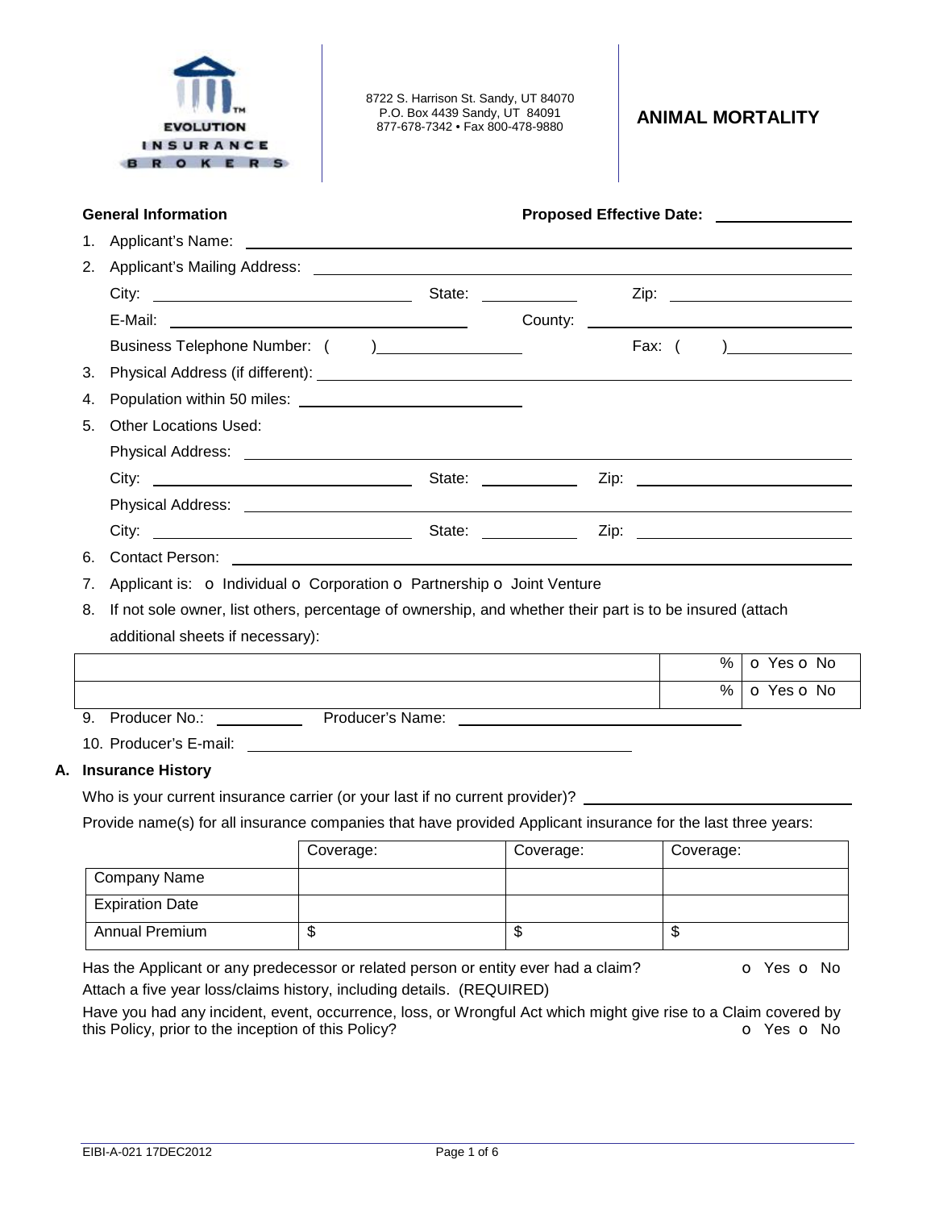EVOLUTION INSURANCE BROKERS

8722 S. Harrison St. Sandy, UT 84070
P.O. Box 4439 Sandy, UT 84091
877-678-7342 • Fax 800-478-9880

# ANIMAL MORTALITY

**General Information** **Proposed Effective Date:** ______________

1. Applicant's Name: ______________________________
2. Applicant's Mailing Address: ______________________________

   City: ______________ State: ________ Zip: ______________

   E-Mail: ______________ County: ______________

   Business Telephone Number: ( ) ______________ Fax: ( ) ______________
3. Physical Address (if different): ______________________________
4. Population within 50 miles: ______________
5. Other Locations Used:

   Physical Address: ______________________________

   City: ______________ State: ________ Zip: ______________

   Physical Address: ______________________________

   City: ______________ State: ________ Zip: ______________
6. Contact Person: ______________________________
7. Applicant is: o Individual o Corporation o Partnership o Joint Venture
8. If not sole owner, list others, percentage of ownership, and whether their part is to be insured (attach additional sheets if necessary):

| | | |
|---|---|---|
| | % | o Yes o No |
| | % | o Yes o No |

9. Producer No.: ________ Producer's Name: ______________
10. Producer's E-mail: ______________

## A. Insurance History

Who is your current insurance carrier (or your last if no current provider)? ______________

Provide name(s) for all insurance companies that have provided Applicant insurance for the last three years:

| | Coverage: | Coverage: | Coverage: |
|---|---|---|---|
| Company Name | | | |
| Expiration Date | | | |
| Annual Premium | $ | $ | $ |

Has the Applicant or any predecessor or related person or entity ever had a claim? o Yes o No

Attach a five year loss/claims history, including details. (REQUIRED)

Have you had any incident, event, occurrence, loss, or Wrongful Act which might give rise to a Claim covered by this Policy, prior to the inception of this Policy? o Yes o No

EIBI-A-021 17DEC2012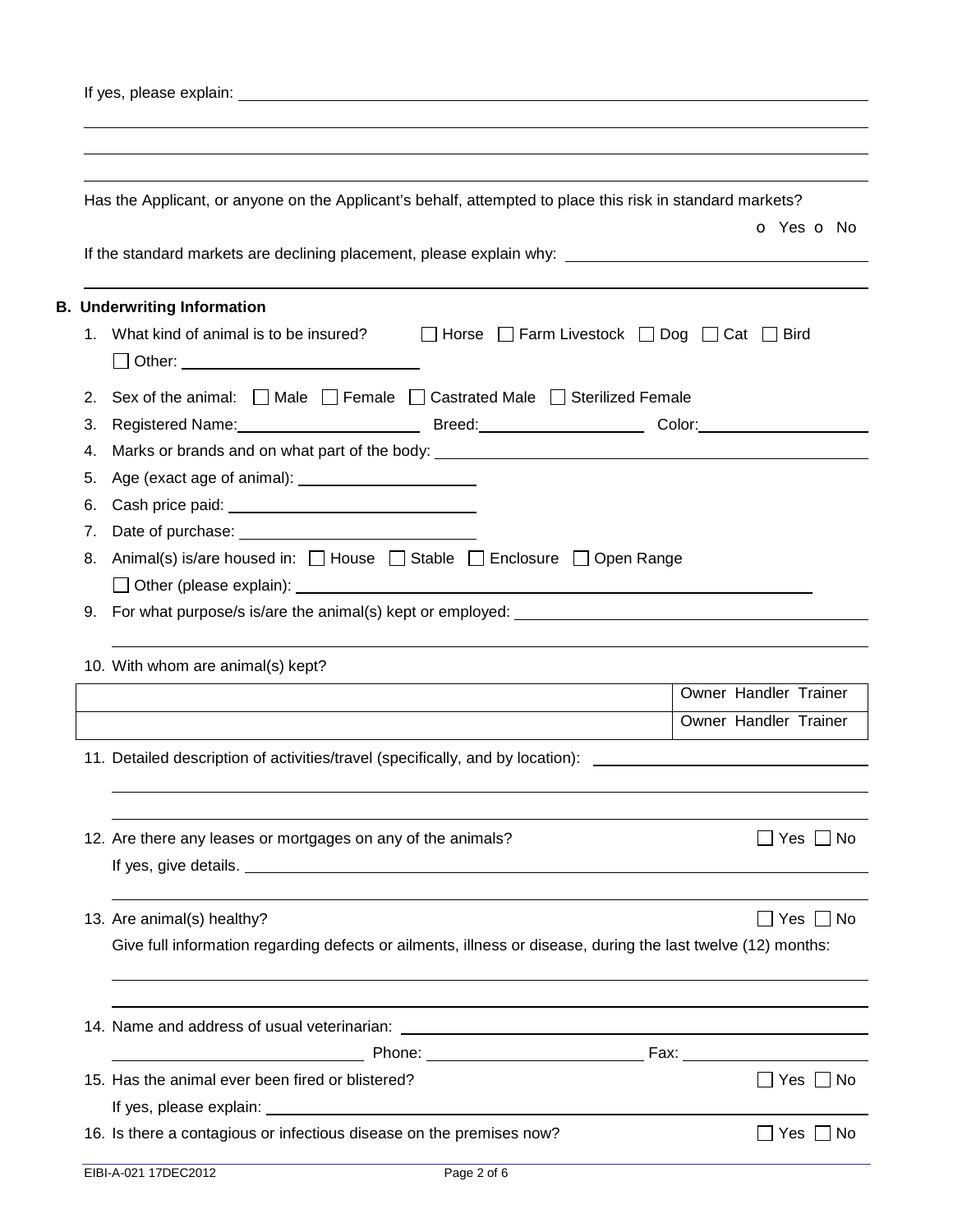If yes, please explain: \_\_\_\_\_\_\_\_\_\_\_\_\_\_\_\_\_\_\_\_\_\_\_\_\_\_\_\_\_\_\_\_\_\_\_\_\_\_\_\_

Has the Applicant, or anyone on the Applicant's behalf, attempted to place this risk in standard markets?

o Yes o No

If the standard markets are declining placement, please explain why: \_\_\_\_\_\_\_\_\_\_\_\_\_\_\_\_\_\_\_\_

## B. Underwriting Information

1. What kind of animal is to be insured? ☐ Horse ☐ Farm Livestock ☐ Dog ☐ Cat ☐ Bird
   ☐ Other: \_\_\_\_\_\_\_\_\_\_\_\_\_\_\_\_\_\_\_\_
2. Sex of the animal: ☐ Male ☐ Female ☐ Castrated Male ☐ Sterilized Female
3. Registered Name: \_\_\_\_\_\_\_\_\_\_ Breed: \_\_\_\_\_\_\_\_\_\_ Color: \_\_\_\_\_\_\_\_\_\_
4. Marks or brands and on what part of the body: \_\_\_\_\_\_\_\_\_\_\_\_\_\_\_\_\_\_\_\_
5. Age (exact age of animal): \_\_\_\_\_\_\_\_\_\_\_\_\_\_\_\_\_\_\_\_
6. Cash price paid: \_\_\_\_\_\_\_\_\_\_\_\_\_\_\_\_\_\_\_\_
7. Date of purchase: \_\_\_\_\_\_\_\_\_\_\_\_\_\_\_\_\_\_\_\_
8. Animal(s) is/are housed in: ☐ House ☐ Stable ☐ Enclosure ☐ Open Range
   ☐ Other (please explain): \_\_\_\_\_\_\_\_\_\_\_\_\_\_\_\_\_\_\_\_
9. For what purpose/s is/are the animal(s) kept or employed: \_\_\_\_\_\_\_\_\_\_\_\_\_\_\_\_\_\_\_\_
10. With whom are animal(s) kept?

| | |
|---|---|
| | Owner Handler Trainer |
| | Owner Handler Trainer |

11. Detailed description of activities/travel (specifically, and by location): \_\_\_\_\_\_\_\_\_\_\_\_\_\_\_\_\_\_\_\_
12. Are there any leases or mortgages on any of the animals? ☐ Yes ☐ No
    If yes, give details. \_\_\_\_\_\_\_\_\_\_\_\_\_\_\_\_\_\_\_\_
13. Are animal(s) healthy? ☐ Yes ☐ No
    Give full information regarding defects or ailments, illness or disease, during the last twelve (12) months: \_\_\_\_\_\_\_\_\_\_\_\_\_\_\_\_\_\_\_\_
14. Name and address of usual veterinarian: \_\_\_\_\_\_\_\_\_\_\_\_\_\_\_\_\_\_\_\_
    \_\_\_\_\_\_\_\_\_\_ Phone: \_\_\_\_\_\_\_\_\_\_ Fax: \_\_\_\_\_\_\_\_\_\_
15. Has the animal ever been fired or blistered? ☐ Yes ☐ No
    If yes, please explain: \_\_\_\_\_\_\_\_\_\_\_\_\_\_\_\_\_\_\_\_
16. Is there a contagious or infectious disease on the premises now? ☐ Yes ☐ No

EIBI-A-021 17DEC2012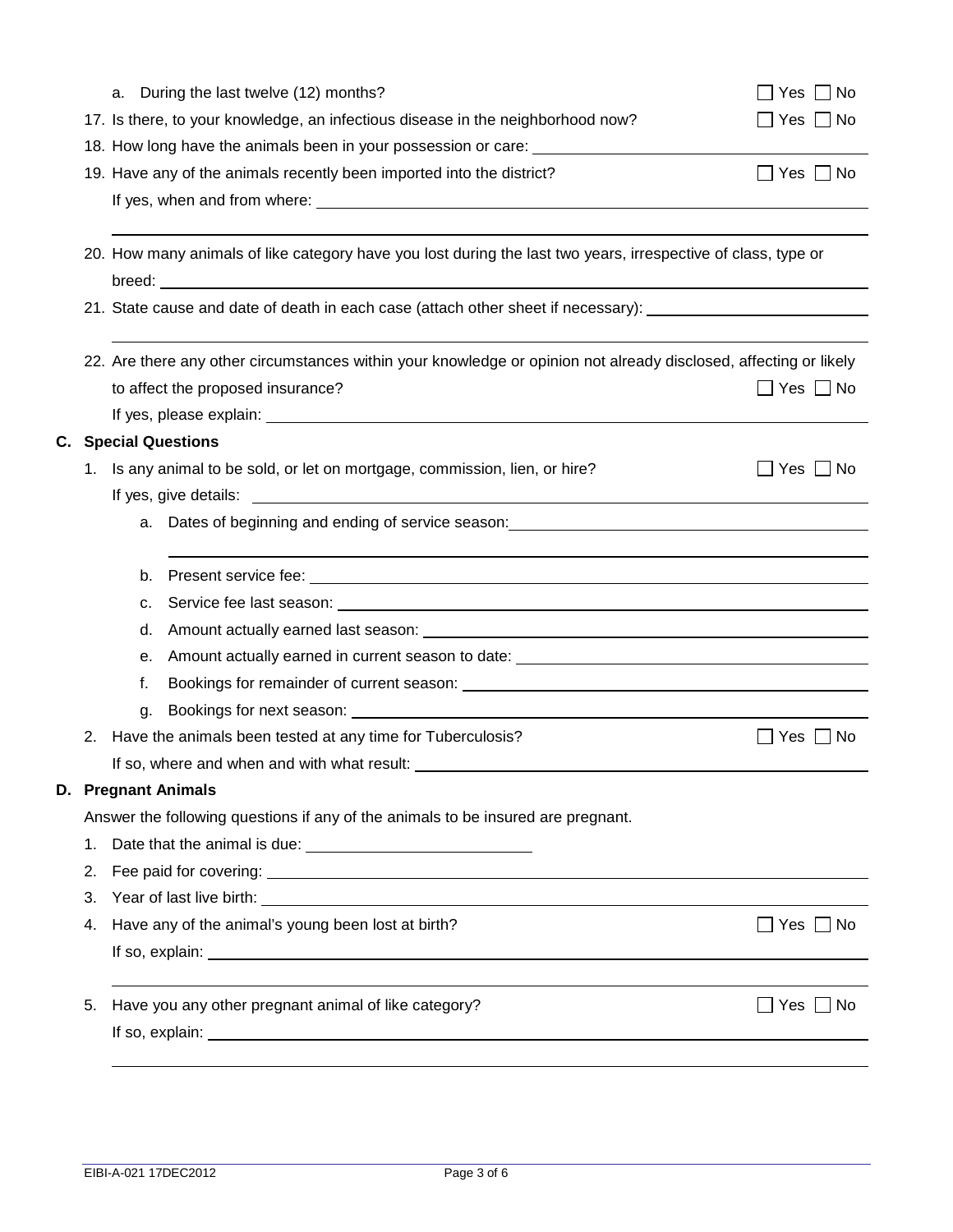a. During the last twelve (12) months? ☐ Yes ☐ No

17. Is there, to your knowledge, an infectious disease in the neighborhood now? ☐ Yes ☐ No

18. How long have the animals been in your possession or care: ____________________

19. Have any of the animals recently been imported into the district? ☐ Yes ☐ No

    If yes, when and from where: ____________________

20. How many animals of like category have you lost during the last two years, irrespective of class, type or breed: ____________________

21. State cause and date of death in each case (attach other sheet if necessary): ____________________

22. Are there any other circumstances within your knowledge or opinion not already disclosed, affecting or likely to affect the proposed insurance? ☐ Yes ☐ No

    If yes, please explain: ____________________

## C. Special Questions

1. Is any animal to be sold, or let on mortgage, commission, lien, or hire? ☐ Yes ☐ No

   If yes, give details: ____________________

   a. Dates of beginning and ending of service season: ____________________

   b. Present service fee: ____________________

   c. Service fee last season: ____________________

   d. Amount actually earned last season: ____________________

   e. Amount actually earned in current season to date: ____________________

   f. Bookings for remainder of current season: ____________________

   g. Bookings for next season: ____________________

2. Have the animals been tested at any time for Tuberculosis? ☐ Yes ☐ No

   If so, where and when and with what result: ____________________

## D. Pregnant Animals

Answer the following questions if any of the animals to be insured are pregnant.

1. Date that the animal is due: ____________________
2. Fee paid for covering: ____________________
3. Year of last live birth: ____________________
4. Have any of the animal's young been lost at birth? ☐ Yes ☐ No

   If so, explain: ____________________

5. Have you any other pregnant animal of like category? ☐ Yes ☐ No

   If so, explain: ____________________

EIBI-A-021 17DEC2012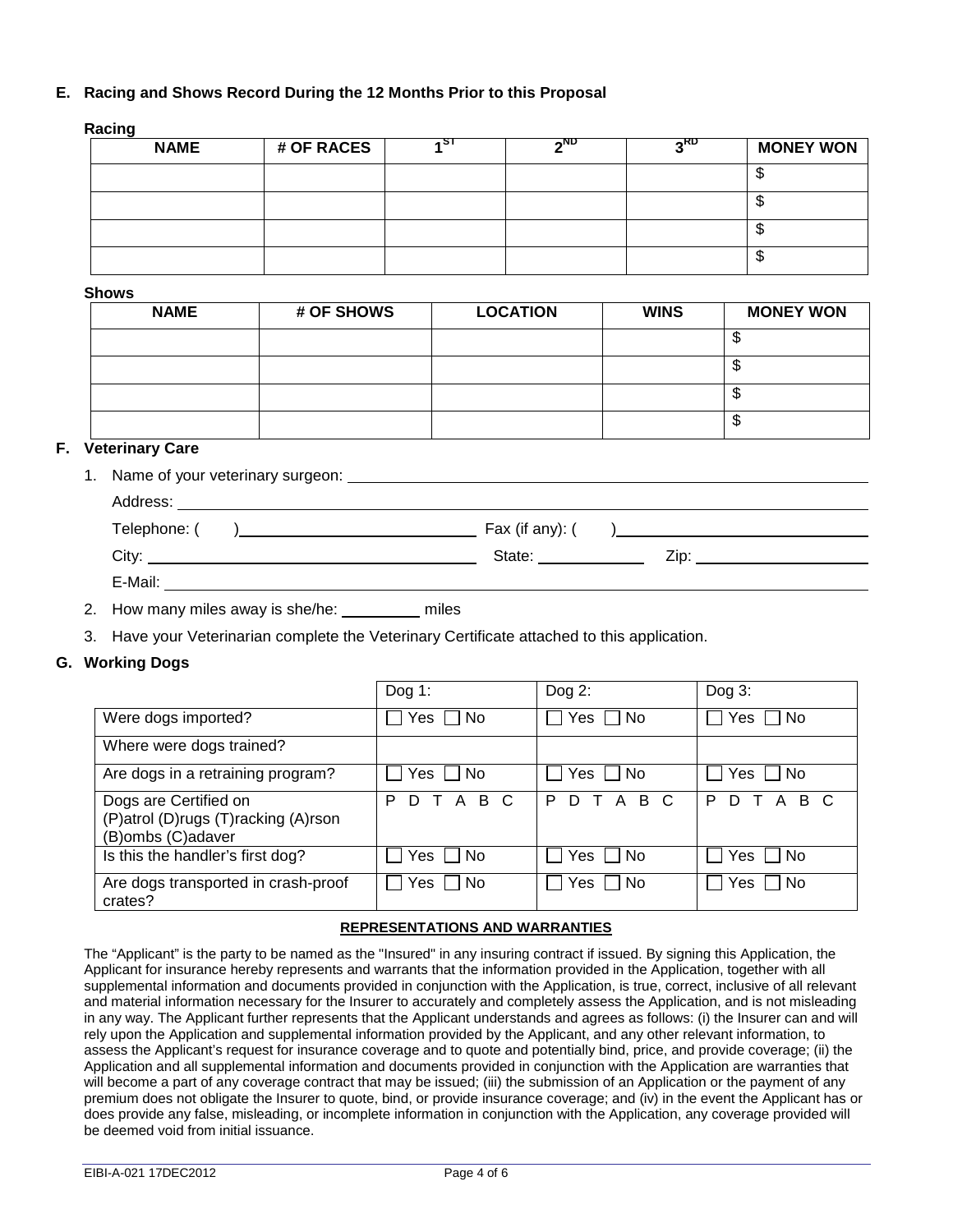## E. Racing and Shows Record During the 12 Months Prior to this Proposal

**Racing**

| NAME | # OF RACES | 1ST | 2ND | 3RD | MONEY WON |
|---|---|---|---|---|---|
| | | | | | $ |
| | | | | | $ |
| | | | | | $ |
| | | | | | $ |

**Shows**

| NAME | # OF SHOWS | LOCATION | WINS | MONEY WON |
|---|---|---|---|---|
| | | | | $ |
| | | | | $ |
| | | | | $ |
| | | | | $ |

## F. Veterinary Care

1. Name of your veterinary surgeon: ______________________________

   Address: ______________________________

   Telephone: (    ) ______________________ Fax (if any): (    ) ______________________

   City: ______________________ State: __________ Zip: ______________

   E-Mail: ______________________________

2. How many miles away is she/he: _________ miles

3. Have your Veterinarian complete the Veterinary Certificate attached to this application.

## G. Working Dogs

| | Dog 1: | Dog 2: | Dog 3: |
|---|---|---|---|
| Were dogs imported? | ☐ Yes ☐ No | ☐ Yes ☐ No | ☐ Yes ☐ No |
| Where were dogs trained? | | | |
| Are dogs in a retraining program? | ☐ Yes ☐ No | ☐ Yes ☐ No | ☐ Yes ☐ No |
| Dogs are Certified on (P)atrol (D)rugs (T)racking (A)rson (B)ombs (C)adaver | P D T A B C | P D T A B C | P D T A B C |
| Is this the handler's first dog? | ☐ Yes ☐ No | ☐ Yes ☐ No | ☐ Yes ☐ No |
| Are dogs transported in crash-proof crates? | ☐ Yes ☐ No | ☐ Yes ☐ No | ☐ Yes ☐ No |

**REPRESENTATIONS AND WARRANTIES**

The "Applicant" is the party to be named as the "Insured" in any insuring contract if issued. By signing this Application, the Applicant for insurance hereby represents and warrants that the information provided in the Application, together with all supplemental information and documents provided in conjunction with the Application, is true, correct, inclusive of all relevant and material information necessary for the Insurer to accurately and completely assess the Application, and is not misleading in any way. The Applicant further represents that the Applicant understands and agrees as follows: (i) the Insurer can and will rely upon the Application and supplemental information provided by the Applicant, and any other relevant information, to assess the Applicant's request for insurance coverage and to quote and potentially bind, price, and provide coverage; (ii) the Application and all supplemental information and documents provided in conjunction with the Application are warranties that will become a part of any coverage contract that may be issued; (iii) the submission of an Application or the payment of any premium does not obligate the Insurer to quote, bind, or provide insurance coverage; and (iv) in the event the Applicant has or does provide any false, misleading, or incomplete information in conjunction with the Application, any coverage provided will be deemed void from initial issuance.

EIBI-A-021 17DEC2012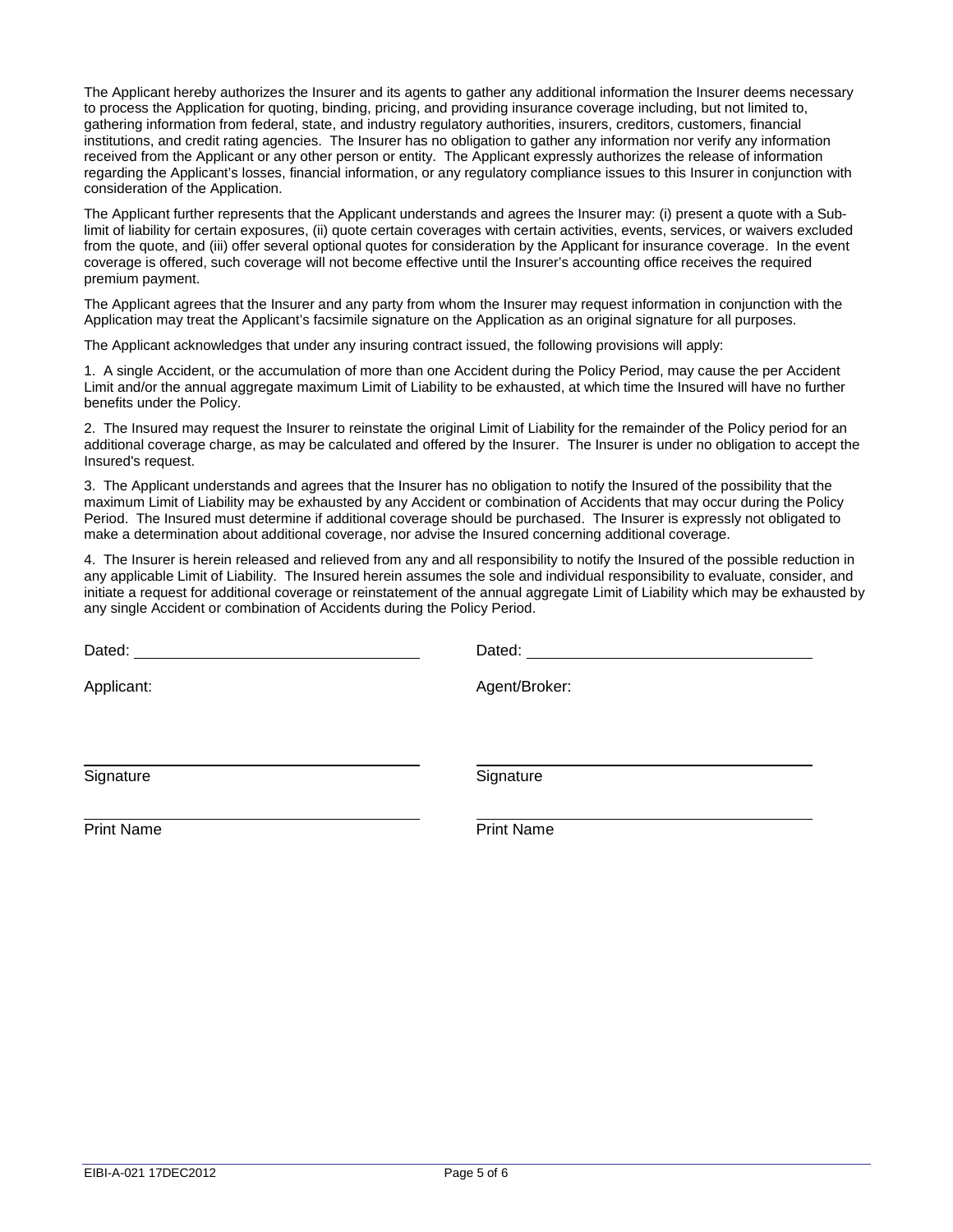The Applicant hereby authorizes the Insurer and its agents to gather any additional information the Insurer deems necessary to process the Application for quoting, binding, pricing, and providing insurance coverage including, but not limited to, gathering information from federal, state, and industry regulatory authorities, insurers, creditors, customers, financial institutions, and credit rating agencies. The Insurer has no obligation to gather any information nor verify any information received from the Applicant or any other person or entity. The Applicant expressly authorizes the release of information regarding the Applicant's losses, financial information, or any regulatory compliance issues to this Insurer in conjunction with consideration of the Application.

The Applicant further represents that the Applicant understands and agrees the Insurer may: (i) present a quote with a Sub-limit of liability for certain exposures, (ii) quote certain coverages with certain activities, events, services, or waivers excluded from the quote, and (iii) offer several optional quotes for consideration by the Applicant for insurance coverage. In the event coverage is offered, such coverage will not become effective until the Insurer's accounting office receives the required premium payment.

The Applicant agrees that the Insurer and any party from whom the Insurer may request information in conjunction with the Application may treat the Applicant's facsimile signature on the Application as an original signature for all purposes.

The Applicant acknowledges that under any insuring contract issued, the following provisions will apply:

1. A single Accident, or the accumulation of more than one Accident during the Policy Period, may cause the per Accident Limit and/or the annual aggregate maximum Limit of Liability to be exhausted, at which time the Insured will have no further benefits under the Policy.

2. The Insured may request the Insurer to reinstate the original Limit of Liability for the remainder of the Policy period for an additional coverage charge, as may be calculated and offered by the Insurer. The Insurer is under no obligation to accept the Insured's request.

3. The Applicant understands and agrees that the Insurer has no obligation to notify the Insured of the possibility that the maximum Limit of Liability may be exhausted by any Accident or combination of Accidents that may occur during the Policy Period. The Insured must determine if additional coverage should be purchased. The Insurer is expressly not obligated to make a determination about additional coverage, nor advise the Insured concerning additional coverage.

4. The Insurer is herein released and relieved from any and all responsibility to notify the Insured of the possible reduction in any applicable Limit of Liability. The Insured herein assumes the sole and individual responsibility to evaluate, consider, and initiate a request for additional coverage or reinstatement of the annual aggregate Limit of Liability which may be exhausted by any single Accident or combination of Accidents during the Policy Period.

| | |
|---|---|
| Dated: ______________________ | Dated: ______________________ |
| Applicant: | Agent/Broker: |
| ______________________ Signature | ______________________ Signature |
| ______________________ Print Name | ______________________ Print Name |

EIBI-A-021 17DEC2012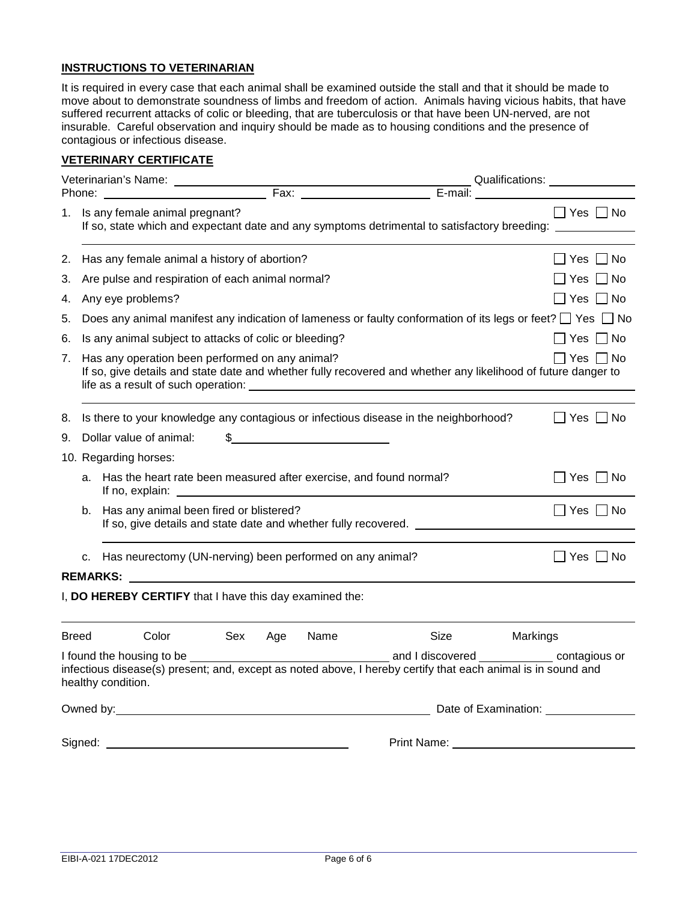## INSTRUCTIONS TO VETERINARIAN

It is required in every case that each animal shall be examined outside the stall and that it should be made to move about to demonstrate soundness of limbs and freedom of action. Animals having vicious habits, that have suffered recurrent attacks of colic or bleeding, that are tuberculosis or that have been UN-nerved, are not insurable. Careful observation and inquiry should be made as to housing conditions and the presence of contagious or infectious disease.

## VETERINARY CERTIFICATE

Veterinarian's Name: ______________________________ Qualifications: ______________

Phone: ______________________ Fax: ____________________ E-mail: ________________________

1. Is any female animal pregnant? ☐ Yes ☐ No
   If so, state which and expectant date and any symptoms detrimental to satisfactory breeding: ______________

   ________________________________________________________________________________

2. Has any female animal a history of abortion? ☐ Yes ☐ No
3. Are pulse and respiration of each animal normal? ☐ Yes ☐ No
4. Any eye problems? ☐ Yes ☐ No
5. Does any animal manifest any indication of lameness or faulty conformation of its legs or feet? ☐ Yes ☐ No
6. Is any animal subject to attacks of colic or bleeding? ☐ Yes ☐ No
7. Has any operation been performed on any animal? ☐ Yes ☐ No
   If so, give details and state date and whether fully recovered and whether any likelihood of future danger to life as a result of such operation: ________________________________________

   ________________________________________________________________________________

8. Is there to your knowledge any contagious or infectious disease in the neighborhood? ☐ Yes ☐ No
9. Dollar value of animal: $ ________________________
10. Regarding horses:
    a. Has the heart rate been measured after exercise, and found normal? ☐ Yes ☐ No
       If no, explain: ________________________________________________________________
    b. Has any animal been fired or blistered? ☐ Yes ☐ No
       If so, give details and state date and whether fully recovered. ________________________________

       ________________________________________________________________________________
    c. Has neurectomy (UN-nerving) been performed on any animal? ☐ Yes ☐ No

**REMARKS:** ________________________________________________________________________

I, **DO HEREBY CERTIFY** that I have this day examined the:

________________________________________________________________________________

Breed Color Sex Age Name Size Markings

I found the housing to be ______________________________ and I discovered ____________ contagious or infectious disease(s) present; and, except as noted above, I hereby certify that each animal is in sound and healthy condition.

Owned by: ______________________________________________ Date of Examination: ______________

Signed: ______________________________________ Print Name: ______________________________